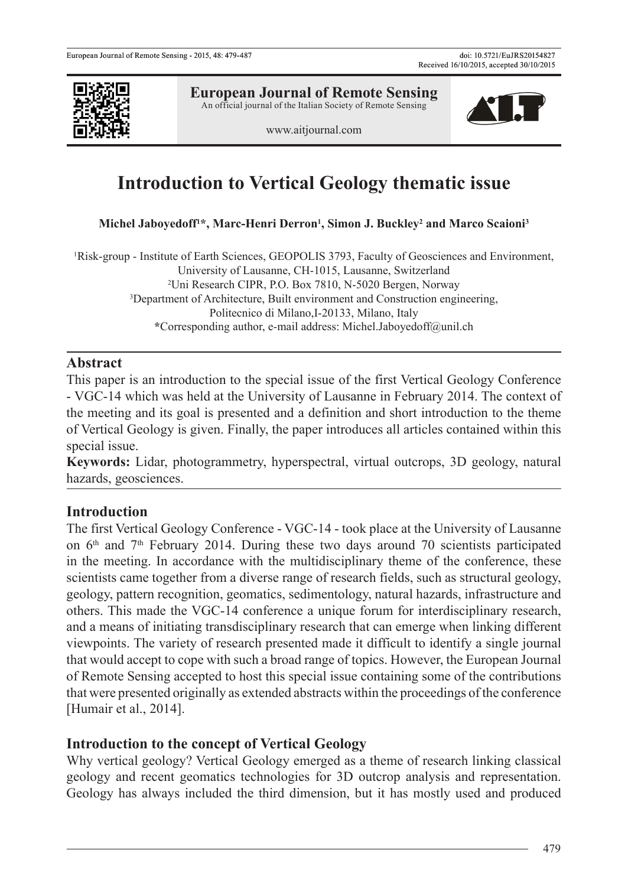# Introduction to Vertical Geology thematic issue

**Michel Jaboyedoff[1]*, Marc-Henri Derron[1], Simon J. Buckley[2] and Marco Scaioni[3]**

[1]Risk-group - Institute of Earth Sciences, GEOPOLIS 3793, Faculty of Geosciences and Environment, University of Lausanne, CH-1015, Lausanne, Switzerland
[2]Uni Research CIPR, P.O. Box 7810, N-5020 Bergen, Norway
[3]Department of Architecture, Built environment and Construction engineering, Politecnico di Milano,I-20133, Milano, Italy
*Corresponding author, e-mail address: Michel.Jaboyedoff@unil.ch

## Abstract

This paper is an introduction to the special issue of the first Vertical Geology Conference - VGC-14 which was held at the University of Lausanne in February 2014. The context of the meeting and its goal is presented and a definition and short introduction to the theme of Vertical Geology is given. Finally, the paper introduces all articles contained within this special issue.

**Keywords:** Lidar, photogrammetry, hyperspectral, virtual outcrops, 3D geology, natural hazards, geosciences.

## Introduction

The first Vertical Geology Conference - VGC-14 - took place at the University of Lausanne on 6th and 7th February 2014. During these two days around 70 scientists participated in the meeting. In accordance with the multidisciplinary theme of the conference, these scientists came together from a diverse range of research fields, such as structural geology, geology, pattern recognition, geomatics, sedimentology, natural hazards, infrastructure and others. This made the VGC-14 conference a unique forum for interdisciplinary research, and a means of initiating transdisciplinary research that can emerge when linking different viewpoints. The variety of research presented made it difficult to identify a single journal that would accept to cope with such a broad range of topics. However, the European Journal of Remote Sensing accepted to host this special issue containing some of the contributions that were presented originally as extended abstracts within the proceedings of the conference [Humair et al., 2014].

## Introduction to the concept of Vertical Geology

Why vertical geology? Vertical Geology emerged as a theme of research linking classical geology and recent geomatics technologies for 3D outcrop analysis and representation. Geology has always included the third dimension, but it has mostly used and produced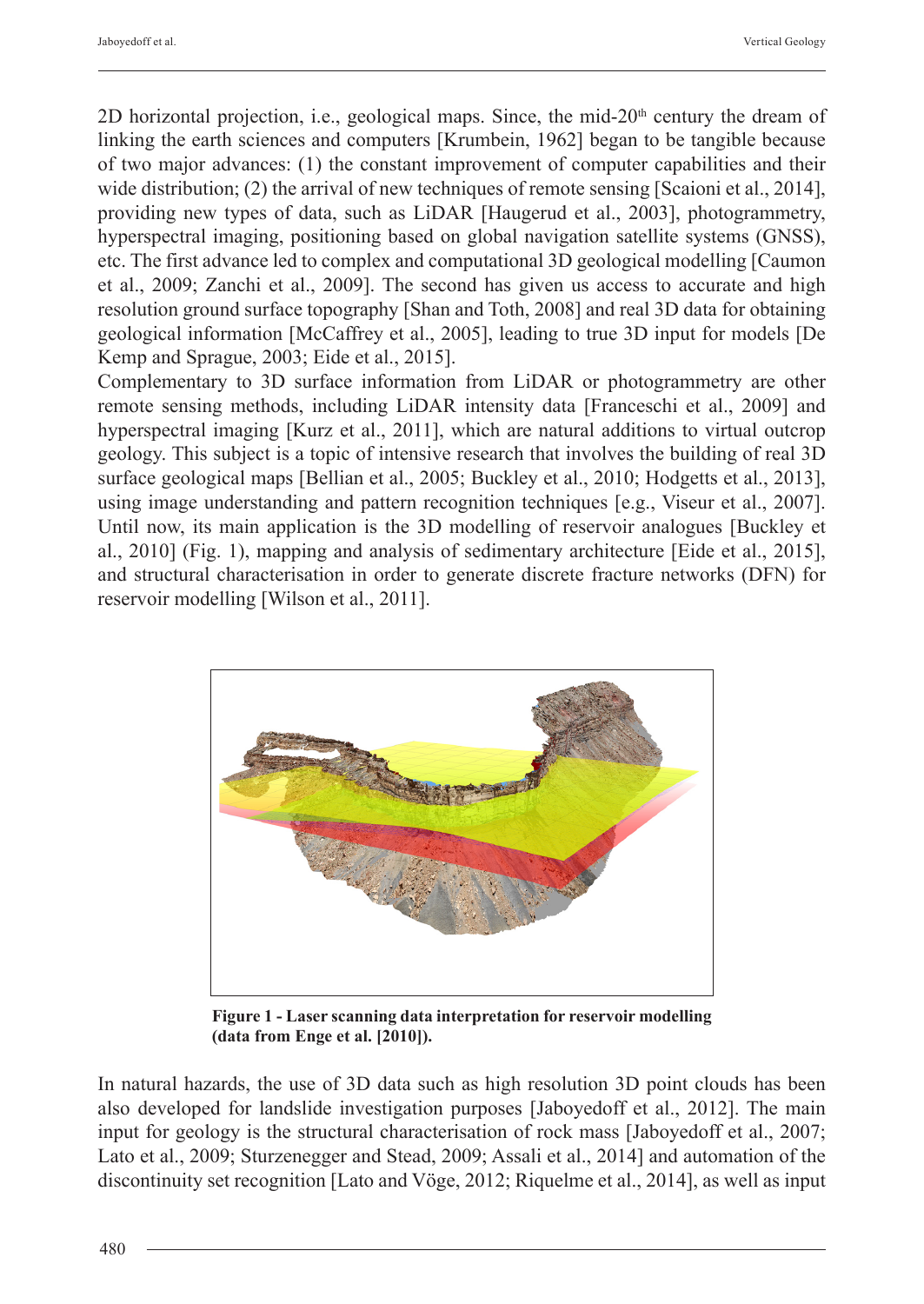2D horizontal projection, i.e., geological maps. Since, the mid-20th century the dream of linking the earth sciences and computers [Krumbein, 1962] began to be tangible because of two major advances: (1) the constant improvement of computer capabilities and their wide distribution; (2) the arrival of new techniques of remote sensing [Scaioni et al., 2014], providing new types of data, such as LiDAR [Haugerud et al., 2003], photogrammetry, hyperspectral imaging, positioning based on global navigation satellite systems (GNSS), etc. The first advance led to complex and computational 3D geological modelling [Caumon et al., 2009; Zanchi et al., 2009]. The second has given us access to accurate and high resolution ground surface topography [Shan and Toth, 2008] and real 3D data for obtaining geological information [McCaffrey et al., 2005], leading to true 3D input for models [De Kemp and Sprague, 2003; Eide et al., 2015].

Complementary to 3D surface information from LiDAR or photogrammetry are other remote sensing methods, including LiDAR intensity data [Franceschi et al., 2009] and hyperspectral imaging [Kurz et al., 2011], which are natural additions to virtual outcrop geology. This subject is a topic of intensive research that involves the building of real 3D surface geological maps [Bellian et al., 2005; Buckley et al., 2010; Hodgetts et al., 2013], using image understanding and pattern recognition techniques [e.g., Viseur et al., 2007]. Until now, its main application is the 3D modelling of reservoir analogues [Buckley et al., 2010] (Fig. 1), mapping and analysis of sedimentary architecture [Eide et al., 2015], and structural characterisation in order to generate discrete fracture networks (DFN) for reservoir modelling [Wilson et al., 2011].

**Figure 1 - Laser scanning data interpretation for reservoir modelling (data from Enge et al. [2010]).**

In natural hazards, the use of 3D data such as high resolution 3D point clouds has been also developed for landslide investigation purposes [Jaboyedoff et al., 2012]. The main input for geology is the structural characterisation of rock mass [Jaboyedoff et al., 2007; Lato et al., 2009; Sturzenegger and Stead, 2009; Assali et al., 2014] and automation of the discontinuity set recognition [Lato and Vöge, 2012; Riquelme et al., 2014], as well as input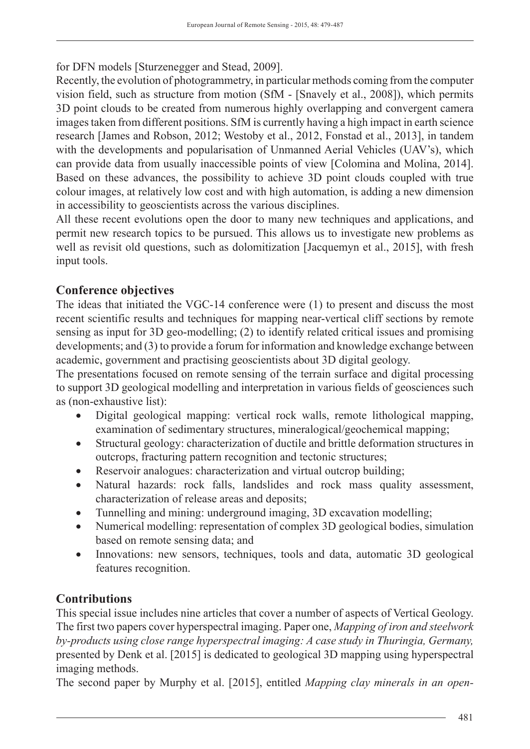for DFN models [Sturzenegger and Stead, 2009].

Recently, the evolution of photogrammetry, in particular methods coming from the computer vision field, such as structure from motion (SfM - [Snavely et al., 2008]), which permits 3D point clouds to be created from numerous highly overlapping and convergent camera images taken from different positions. SfM is currently having a high impact in earth science research [James and Robson, 2012; Westoby et al., 2012, Fonstad et al., 2013], in tandem with the developments and popularisation of Unmanned Aerial Vehicles (UAV's), which can provide data from usually inaccessible points of view [Colomina and Molina, 2014]. Based on these advances, the possibility to achieve 3D point clouds coupled with true colour images, at relatively low cost and with high automation, is adding a new dimension in accessibility to geoscientists across the various disciplines.

All these recent evolutions open the door to many new techniques and applications, and permit new research topics to be pursued. This allows us to investigate new problems as well as revisit old questions, such as dolomitization [Jacquemyn et al., 2015], with fresh input tools.

## Conference objectives

The ideas that initiated the VGC-14 conference were (1) to present and discuss the most recent scientific results and techniques for mapping near-vertical cliff sections by remote sensing as input for 3D geo-modelling; (2) to identify related critical issues and promising developments; and (3) to provide a forum for information and knowledge exchange between academic, government and practising geoscientists about 3D digital geology.

The presentations focused on remote sensing of the terrain surface and digital processing to support 3D geological modelling and interpretation in various fields of geosciences such as (non-exhaustive list):

- Digital geological mapping: vertical rock walls, remote lithological mapping, examination of sedimentary structures, mineralogical/geochemical mapping;
- Structural geology: characterization of ductile and brittle deformation structures in outcrops, fracturing pattern recognition and tectonic structures;
- Reservoir analogues: characterization and virtual outcrop building;
- Natural hazards: rock falls, landslides and rock mass quality assessment, characterization of release areas and deposits;
- Tunnelling and mining: underground imaging, 3D excavation modelling;
- Numerical modelling: representation of complex 3D geological bodies, simulation based on remote sensing data; and
- Innovations: new sensors, techniques, tools and data, automatic 3D geological features recognition.

## Contributions

This special issue includes nine articles that cover a number of aspects of Vertical Geology. The first two papers cover hyperspectral imaging. Paper one, *Mapping of iron and steelwork by-products using close range hyperspectral imaging: A case study in Thuringia, Germany,* presented by Denk et al. [2015] is dedicated to geological 3D mapping using hyperspectral imaging methods.

The second paper by Murphy et al. [2015], entitled *Mapping clay minerals in an open-*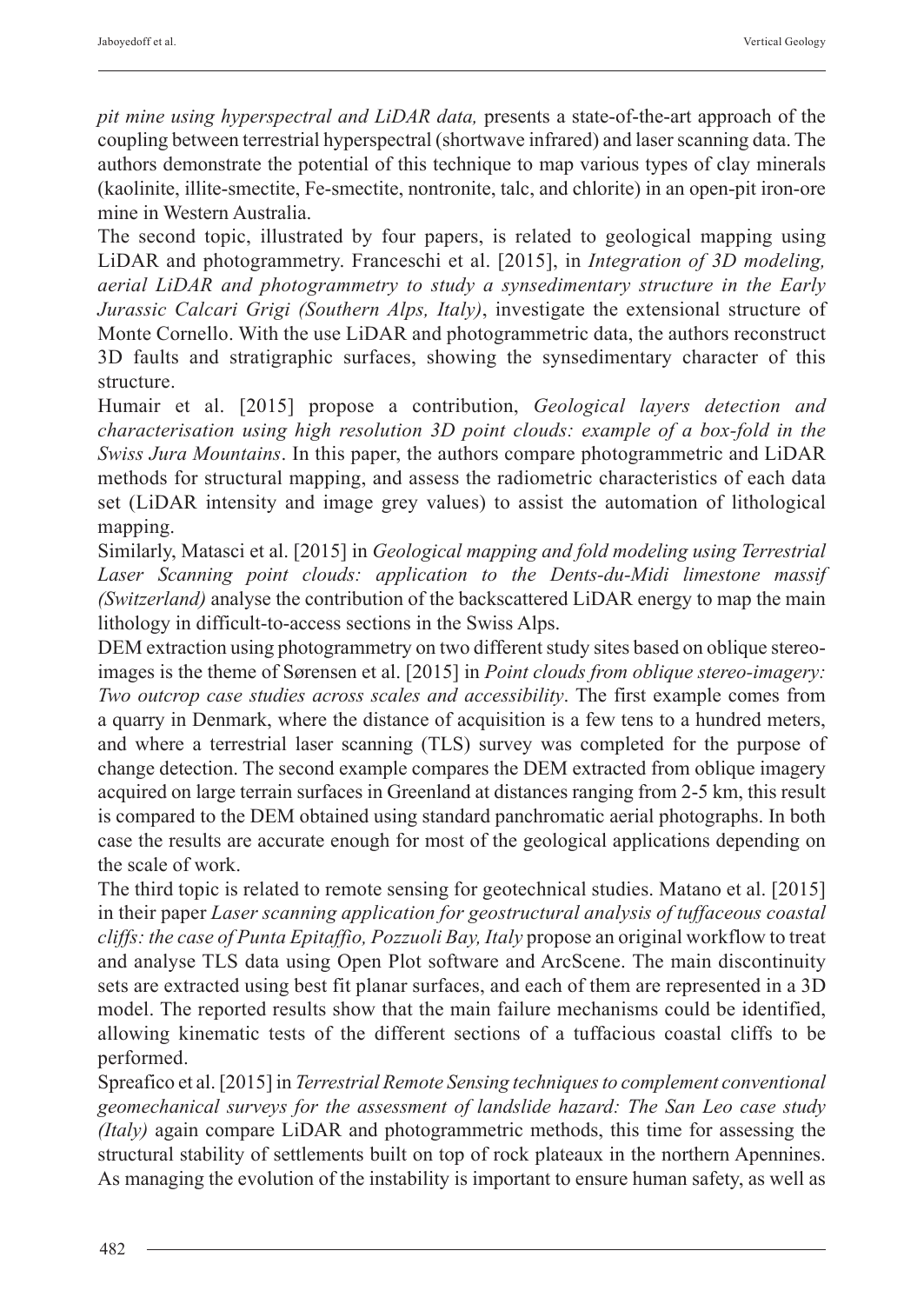*pit mine using hyperspectral and LiDAR data,* presents a state-of-the-art approach of the coupling between terrestrial hyperspectral (shortwave infrared) and laser scanning data. The authors demonstrate the potential of this technique to map various types of clay minerals (kaolinite, illite-smectite, Fe-smectite, nontronite, talc, and chlorite) in an open-pit iron-ore mine in Western Australia.

The second topic, illustrated by four papers, is related to geological mapping using LiDAR and photogrammetry. Franceschi et al. [2015], in *Integration of 3D modeling, aerial LiDAR and photogrammetry to study a synsedimentary structure in the Early Jurassic Calcari Grigi (Southern Alps, Italy)*, investigate the extensional structure of Monte Cornello. With the use LiDAR and photogrammetric data, the authors reconstruct 3D faults and stratigraphic surfaces, showing the synsedimentary character of this structure.

Humair et al. [2015] propose a contribution, *Geological layers detection and characterisation using high resolution 3D point clouds: example of a box-fold in the Swiss Jura Mountains*. In this paper, the authors compare photogrammetric and LiDAR methods for structural mapping, and assess the radiometric characteristics of each data set (LiDAR intensity and image grey values) to assist the automation of lithological mapping.

Similarly, Matasci et al. [2015] in *Geological mapping and fold modeling using Terrestrial Laser Scanning point clouds: application to the Dents-du-Midi limestone massif (Switzerland)* analyse the contribution of the backscattered LiDAR energy to map the main lithology in difficult-to-access sections in the Swiss Alps.

DEM extraction using photogrammetry on two different study sites based on oblique stereo-images is the theme of Sørensen et al. [2015] in *Point clouds from oblique stereo-imagery: Two outcrop case studies across scales and accessibility*. The first example comes from a quarry in Denmark, where the distance of acquisition is a few tens to a hundred meters, and where a terrestrial laser scanning (TLS) survey was completed for the purpose of change detection. The second example compares the DEM extracted from oblique imagery acquired on large terrain surfaces in Greenland at distances ranging from 2-5 km, this result is compared to the DEM obtained using standard panchromatic aerial photographs. In both case the results are accurate enough for most of the geological applications depending on the scale of work.

The third topic is related to remote sensing for geotechnical studies. Matano et al. [2015] in their paper *Laser scanning application for geostructural analysis of tuffaceous coastal cliffs: the case of Punta Epitaffio, Pozzuoli Bay, Italy* propose an original workflow to treat and analyse TLS data using Open Plot software and ArcScene. The main discontinuity sets are extracted using best fit planar surfaces, and each of them are represented in a 3D model. The reported results show that the main failure mechanisms could be identified, allowing kinematic tests of the different sections of a tuffacious coastal cliffs to be performed.

Spreafico et al. [2015] in *Terrestrial Remote Sensing techniques to complement conventional geomechanical surveys for the assessment of landslide hazard: The San Leo case study (Italy)* again compare LiDAR and photogrammetric methods, this time for assessing the structural stability of settlements built on top of rock plateaux in the northern Apennines. As managing the evolution of the instability is important to ensure human safety, as well as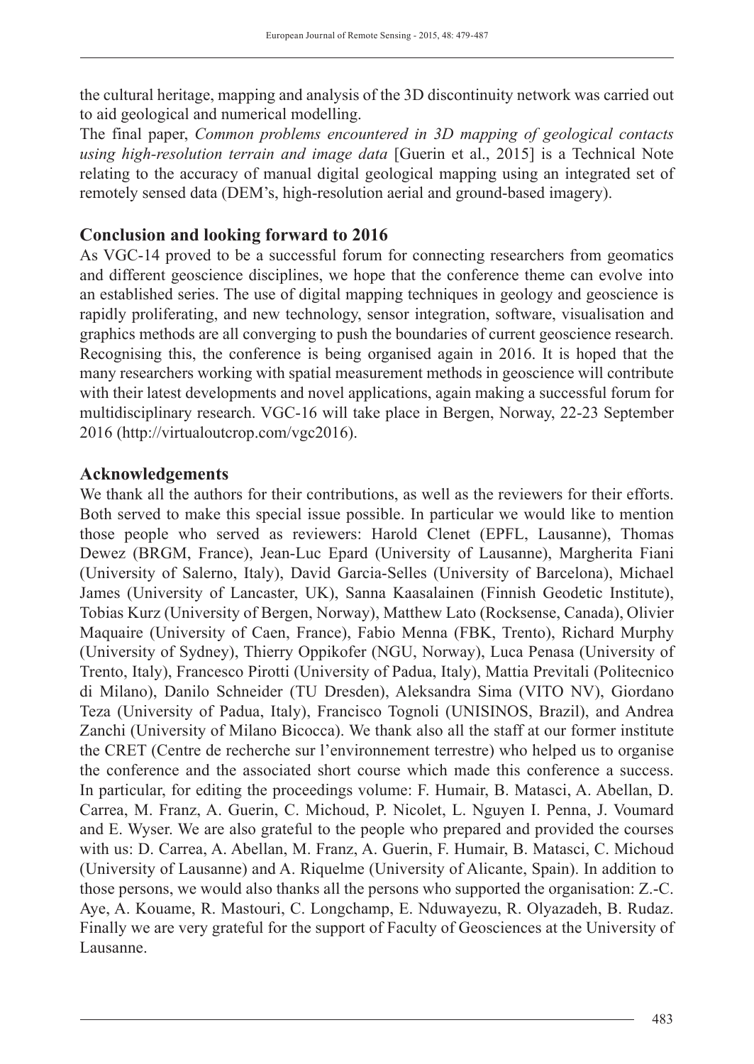the cultural heritage, mapping and analysis of the 3D discontinuity network was carried out to aid geological and numerical modelling.

The final paper, *Common problems encountered in 3D mapping of geological contacts using high-resolution terrain and image data* [Guerin et al., 2015] is a Technical Note relating to the accuracy of manual digital geological mapping using an integrated set of remotely sensed data (DEM's, high-resolution aerial and ground-based imagery).

## Conclusion and looking forward to 2016

As VGC-14 proved to be a successful forum for connecting researchers from geomatics and different geoscience disciplines, we hope that the conference theme can evolve into an established series. The use of digital mapping techniques in geology and geoscience is rapidly proliferating, and new technology, sensor integration, software, visualisation and graphics methods are all converging to push the boundaries of current geoscience research. Recognising this, the conference is being organised again in 2016. It is hoped that the many researchers working with spatial measurement methods in geoscience will contribute with their latest developments and novel applications, again making a successful forum for multidisciplinary research. VGC-16 will take place in Bergen, Norway, 22-23 September 2016 (http://virtualoutcrop.com/vgc2016).

## Acknowledgements

We thank all the authors for their contributions, as well as the reviewers for their efforts. Both served to make this special issue possible. In particular we would like to mention those people who served as reviewers: Harold Clenet (EPFL, Lausanne), Thomas Dewez (BRGM, France), Jean-Luc Epard (University of Lausanne), Margherita Fiani (University of Salerno, Italy), David Garcia-Selles (University of Barcelona), Michael James (University of Lancaster, UK), Sanna Kaasalainen (Finnish Geodetic Institute), Tobias Kurz (University of Bergen, Norway), Matthew Lato (Rocksense, Canada), Olivier Maquaire (University of Caen, France), Fabio Menna (FBK, Trento), Richard Murphy (University of Sydney), Thierry Oppikofer (NGU, Norway), Luca Penasa (University of Trento, Italy), Francesco Pirotti (University of Padua, Italy), Mattia Previtali (Politecnico di Milano), Danilo Schneider (TU Dresden), Aleksandra Sima (VITO NV), Giordano Teza (University of Padua, Italy), Francisco Tognoli (UNISINOS, Brazil), and Andrea Zanchi (University of Milano Bicocca). We thank also all the staff at our former institute the CRET (Centre de recherche sur l'environnement terrestre) who helped us to organise the conference and the associated short course which made this conference a success. In particular, for editing the proceedings volume: F. Humair, B. Matasci, A. Abellan, D. Carrea, M. Franz, A. Guerin, C. Michoud, P. Nicolet, L. Nguyen I. Penna, J. Voumard and E. Wyser. We are also grateful to the people who prepared and provided the courses with us: D. Carrea, A. Abellan, M. Franz, A. Guerin, F. Humair, B. Matasci, C. Michoud (University of Lausanne) and A. Riquelme (University of Alicante, Spain). In addition to those persons, we would also thanks all the persons who supported the organisation: Z.-C. Aye, A. Kouame, R. Mastouri, C. Longchamp, E. Nduwayezu, R. Olyazadeh, B. Rudaz. Finally we are very grateful for the support of Faculty of Geosciences at the University of Lausanne.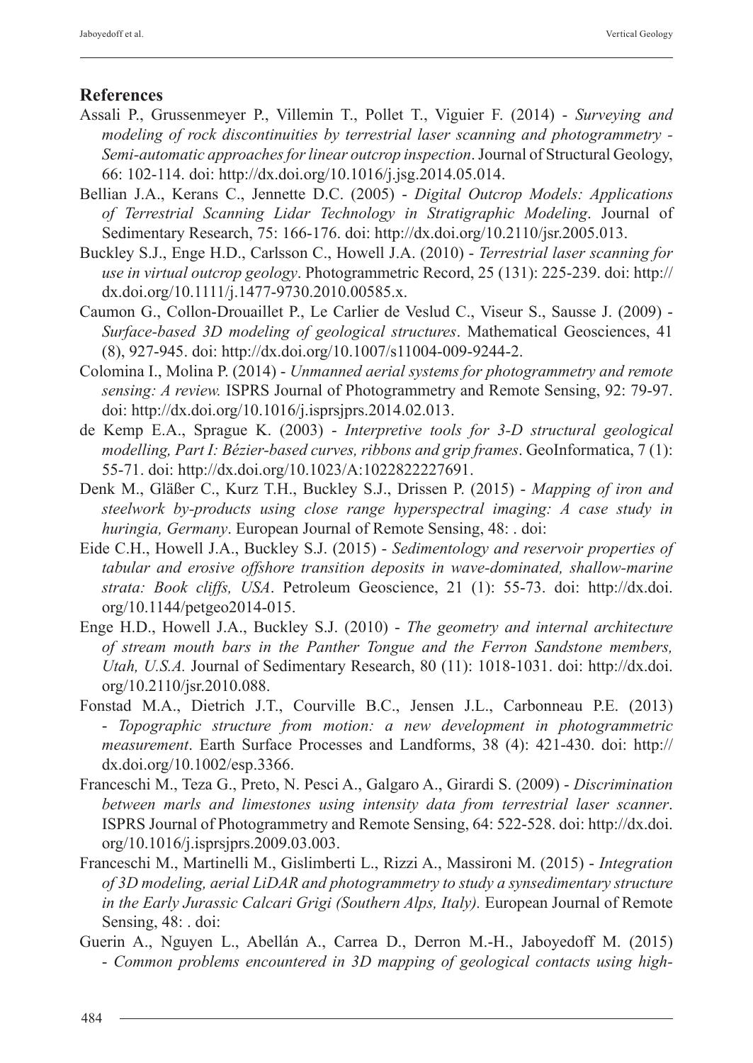## References

Assali P., Grussenmeyer P., Villemin T., Pollet T., Viguier F. (2014) - *Surveying and modeling of rock discontinuities by terrestrial laser scanning and photogrammetry - Semi-automatic approaches for linear outcrop inspection*. Journal of Structural Geology, 66: 102-114. doi: http://dx.doi.org/10.1016/j.jsg.2014.05.014.

Bellian J.A., Kerans C., Jennette D.C. (2005) - *Digital Outcrop Models: Applications of Terrestrial Scanning Lidar Technology in Stratigraphic Modeling*. Journal of Sedimentary Research, 75: 166-176. doi: http://dx.doi.org/10.2110/jsr.2005.013.

Buckley S.J., Enge H.D., Carlsson C., Howell J.A. (2010) - *Terrestrial laser scanning for use in virtual outcrop geology*. Photogrammetric Record, 25 (131): 225-239. doi: http://dx.doi.org/10.1111/j.1477-9730.2010.00585.x.

Caumon G., Collon-Drouaillet P., Le Carlier de Veslud C., Viseur S., Sausse J. (2009) - *Surface-based 3D modeling of geological structures*. Mathematical Geosciences, 41 (8), 927-945. doi: http://dx.doi.org/10.1007/s11004-009-9244-2.

Colomina I., Molina P. (2014) - *Unmanned aerial systems for photogrammetry and remote sensing: A review.* ISPRS Journal of Photogrammetry and Remote Sensing, 92: 79-97. doi: http://dx.doi.org/10.1016/j.isprsjprs.2014.02.013.

de Kemp E.A., Sprague K. (2003) - *Interpretive tools for 3-D structural geological modelling, Part I: Bézier-based curves, ribbons and grip frames*. GeoInformatica, 7 (1): 55-71. doi: http://dx.doi.org/10.1023/A:1022822227691.

Denk M., Gläßer C., Kurz T.H., Buckley S.J., Drissen P. (2015) - *Mapping of iron and steelwork by-products using close range hyperspectral imaging: A case study in huringia, Germany*. European Journal of Remote Sensing, 48: . doi:

Eide C.H., Howell J.A., Buckley S.J. (2015) - *Sedimentology and reservoir properties of tabular and erosive offshore transition deposits in wave-dominated, shallow-marine strata: Book cliffs, USA*. Petroleum Geoscience, 21 (1): 55-73. doi: http://dx.doi.org/10.1144/petgeo2014-015.

Enge H.D., Howell J.A., Buckley S.J. (2010) - *The geometry and internal architecture of stream mouth bars in the Panther Tongue and the Ferron Sandstone members, Utah, U.S.A.* Journal of Sedimentary Research, 80 (11): 1018-1031. doi: http://dx.doi.org/10.2110/jsr.2010.088.

Fonstad M.A., Dietrich J.T., Courville B.C., Jensen J.L., Carbonneau P.E. (2013) - *Topographic structure from motion: a new development in photogrammetric measurement*. Earth Surface Processes and Landforms, 38 (4): 421-430. doi: http://dx.doi.org/10.1002/esp.3366.

Franceschi M., Teza G., Preto, N. Pesci A., Galgaro A., Girardi S. (2009) - *Discrimination between marls and limestones using intensity data from terrestrial laser scanner*. ISPRS Journal of Photogrammetry and Remote Sensing, 64: 522-528. doi: http://dx.doi.org/10.1016/j.isprsjprs.2009.03.003.

Franceschi M., Martinelli M., Gislimberti L., Rizzi A., Massironi M. (2015) - *Integration of 3D modeling, aerial LiDAR and photogrammetry to study a synsedimentary structure in the Early Jurassic Calcari Grigi (Southern Alps, Italy).* European Journal of Remote Sensing, 48: . doi:

Guerin A., Nguyen L., Abellán A., Carrea D., Derron M.-H., Jaboyedoff M. (2015) - *Common problems encountered in 3D mapping of geological contacts using high-*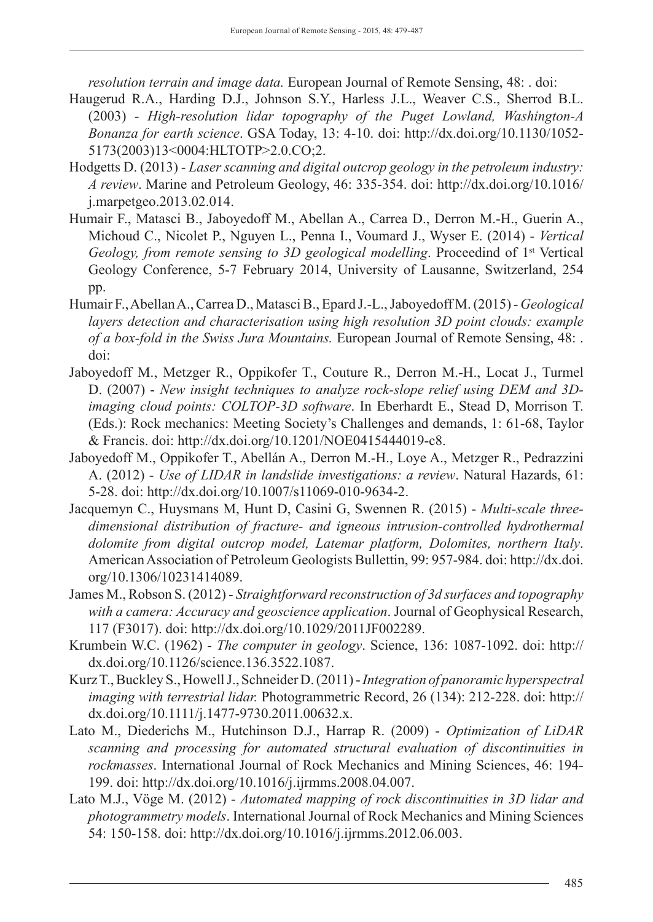*resolution terrain and image data.* European Journal of Remote Sensing, 48: . doi:

Haugerud R.A., Harding D.J., Johnson S.Y., Harless J.L., Weaver C.S., Sherrod B.L. (2003) - *High-resolution lidar topography of the Puget Lowland, Washington-A Bonanza for earth science*. GSA Today, 13: 4-10. doi: http://dx.doi.org/10.1130/1052-5173(2003)13<0004:HLTOTP>2.0.CO;2.

Hodgetts D. (2013) - *Laser scanning and digital outcrop geology in the petroleum industry: A review*. Marine and Petroleum Geology, 46: 335-354. doi: http://dx.doi.org/10.1016/j.marpetgeo.2013.02.014.

Humair F., Matasci B., Jaboyedoff M., Abellan A., Carrea D., Derron M.-H., Guerin A., Michoud C., Nicolet P., Nguyen L., Penna I., Voumard J., Wyser E. (2014) - *Vertical Geology, from remote sensing to 3D geological modelling*. Proceedind of 1st Vertical Geology Conference, 5-7 February 2014, University of Lausanne, Switzerland, 254 pp.

Humair F., Abellan A., Carrea D., Matasci B., Epard J.-L., Jaboyedoff M. (2015) - *Geological layers detection and characterisation using high resolution 3D point clouds: example of a box-fold in the Swiss Jura Mountains.* European Journal of Remote Sensing, 48: . doi:

Jaboyedoff M., Metzger R., Oppikofer T., Couture R., Derron M.-H., Locat J., Turmel D. (2007) - *New insight techniques to analyze rock-slope relief using DEM and 3D-imaging cloud points: COLTOP-3D software*. In Eberhardt E., Stead D, Morrison T. (Eds.): Rock mechanics: Meeting Society's Challenges and demands, 1: 61-68, Taylor & Francis. doi: http://dx.doi.org/10.1201/NOE0415444019-c8.

Jaboyedoff M., Oppikofer T., Abellán A., Derron M.-H., Loye A., Metzger R., Pedrazzini A. (2012) - *Use of LIDAR in landslide investigations: a review*. Natural Hazards, 61: 5-28. doi: http://dx.doi.org/10.1007/s11069-010-9634-2.

Jacquemyn C., Huysmans M, Hunt D, Casini G, Swennen R. (2015) - *Multi-scale three-dimensional distribution of fracture- and igneous intrusion-controlled hydrothermal dolomite from digital outcrop model, Latemar platform, Dolomites, northern Italy*. American Association of Petroleum Geologists Bullettin, 99: 957-984. doi: http://dx.doi.org/10.1306/10231414089.

James M., Robson S. (2012) - *Straightforward reconstruction of 3d surfaces and topography with a camera: Accuracy and geoscience application*. Journal of Geophysical Research, 117 (F3017). doi: http://dx.doi.org/10.1029/2011JF002289.

Krumbein W.C. (1962) - *The computer in geology*. Science, 136: 1087-1092. doi: http://dx.doi.org/10.1126/science.136.3522.1087.

Kurz T., Buckley S., Howell J., Schneider D. (2011) - *Integration of panoramic hyperspectral imaging with terrestrial lidar.* Photogrammetric Record, 26 (134): 212-228. doi: http://dx.doi.org/10.1111/j.1477-9730.2011.00632.x.

Lato M., Diederichs M., Hutchinson D.J., Harrap R. (2009) - *Optimization of LiDAR scanning and processing for automated structural evaluation of discontinuities in rockmasses*. International Journal of Rock Mechanics and Mining Sciences, 46: 194-199. doi: http://dx.doi.org/10.1016/j.ijrmms.2008.04.007.

Lato M.J., Vöge M. (2012) - *Automated mapping of rock discontinuities in 3D lidar and photogrammetry models*. International Journal of Rock Mechanics and Mining Sciences 54: 150-158. doi: http://dx.doi.org/10.1016/j.ijrmms.2012.06.003.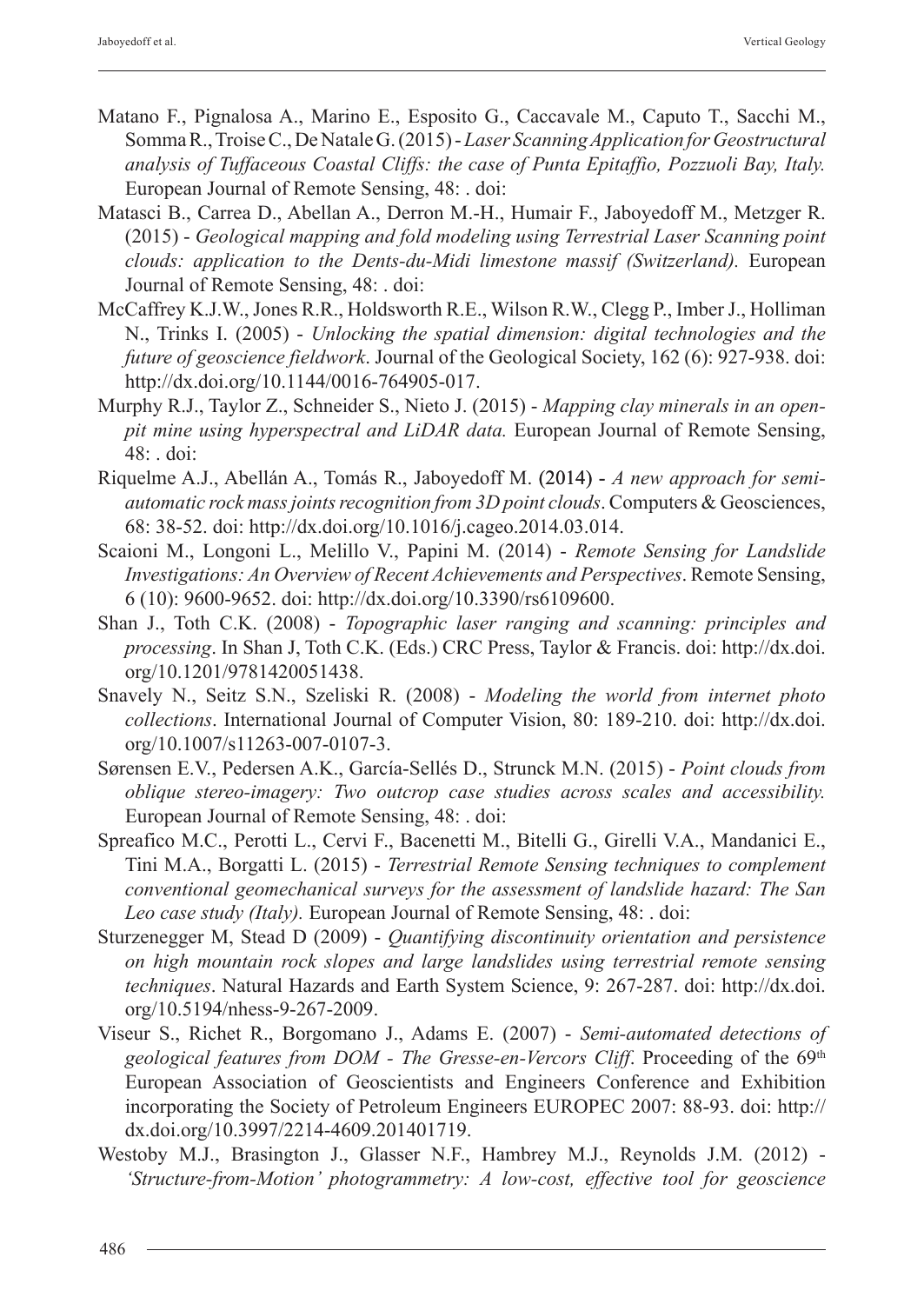Matano F., Pignalosa A., Marino E., Esposito G., Caccavale M., Caputo T., Sacchi M., Somma R., Troise C., De Natale G. (2015) - *Laser Scanning Application for Geostructural analysis of Tuffaceous Coastal Cliffs: the case of Punta Epitaffio, Pozzuoli Bay, Italy.* European Journal of Remote Sensing, 48: . doi:

Matasci B., Carrea D., Abellan A., Derron M.-H., Humair F., Jaboyedoff M., Metzger R. (2015) - *Geological mapping and fold modeling using Terrestrial Laser Scanning point clouds: application to the Dents-du-Midi limestone massif (Switzerland).* European Journal of Remote Sensing, 48: . doi:

McCaffrey K.J.W., Jones R.R., Holdsworth R.E., Wilson R.W., Clegg P., Imber J., Holliman N., Trinks I. (2005) - *Unlocking the spatial dimension: digital technologies and the future of geoscience fieldwork*. Journal of the Geological Society, 162 (6): 927-938. doi: http://dx.doi.org/10.1144/0016-764905-017.

Murphy R.J., Taylor Z., Schneider S., Nieto J. (2015) - *Mapping clay minerals in an open-pit mine using hyperspectral and LiDAR data.* European Journal of Remote Sensing, 48: . doi:

Riquelme A.J., Abellán A., Tomás R., Jaboyedoff M. (2014) - *A new approach for semi-automatic rock mass joints recognition from 3D point clouds*. Computers & Geosciences, 68: 38-52. doi: http://dx.doi.org/10.1016/j.cageo.2014.03.014.

Scaioni M., Longoni L., Melillo V., Papini M. (2014) - *Remote Sensing for Landslide Investigations: An Overview of Recent Achievements and Perspectives*. Remote Sensing, 6 (10): 9600-9652. doi: http://dx.doi.org/10.3390/rs6109600.

Shan J., Toth C.K. (2008) - *Topographic laser ranging and scanning: principles and processing*. In Shan J, Toth C.K. (Eds.) CRC Press, Taylor & Francis. doi: http://dx.doi.org/10.1201/9781420051438.

Snavely N., Seitz S.N., Szeliski R. (2008) - *Modeling the world from internet photo collections*. International Journal of Computer Vision, 80: 189-210. doi: http://dx.doi.org/10.1007/s11263-007-0107-3.

Sørensen E.V., Pedersen A.K., García-Sellés D., Strunck M.N. (2015) - *Point clouds from oblique stereo-imagery: Two outcrop case studies across scales and accessibility.* European Journal of Remote Sensing, 48: . doi:

Spreafico M.C., Perotti L., Cervi F., Bacenetti M., Bitelli G., Girelli V.A., Mandanici E., Tini M.A., Borgatti L. (2015) - *Terrestrial Remote Sensing techniques to complement conventional geomechanical surveys for the assessment of landslide hazard: The San Leo case study (Italy).* European Journal of Remote Sensing, 48: . doi:

Sturzenegger M, Stead D (2009) - *Quantifying discontinuity orientation and persistence on high mountain rock slopes and large landslides using terrestrial remote sensing techniques*. Natural Hazards and Earth System Science, 9: 267-287. doi: http://dx.doi.org/10.5194/nhess-9-267-2009.

Viseur S., Richet R., Borgomano J., Adams E. (2007) - *Semi-automated detections of geological features from DOM - The Gresse-en-Vercors Cliff*. Proceeding of the 69th European Association of Geoscientists and Engineers Conference and Exhibition incorporating the Society of Petroleum Engineers EUROPEC 2007: 88-93. doi: http://dx.doi.org/10.3997/2214-4609.201401719.

Westoby M.J., Brasington J., Glasser N.F., Hambrey M.J., Reynolds J.M. (2012) - *'Structure-from-Motion' photogrammetry: A low-cost, effective tool for geoscience*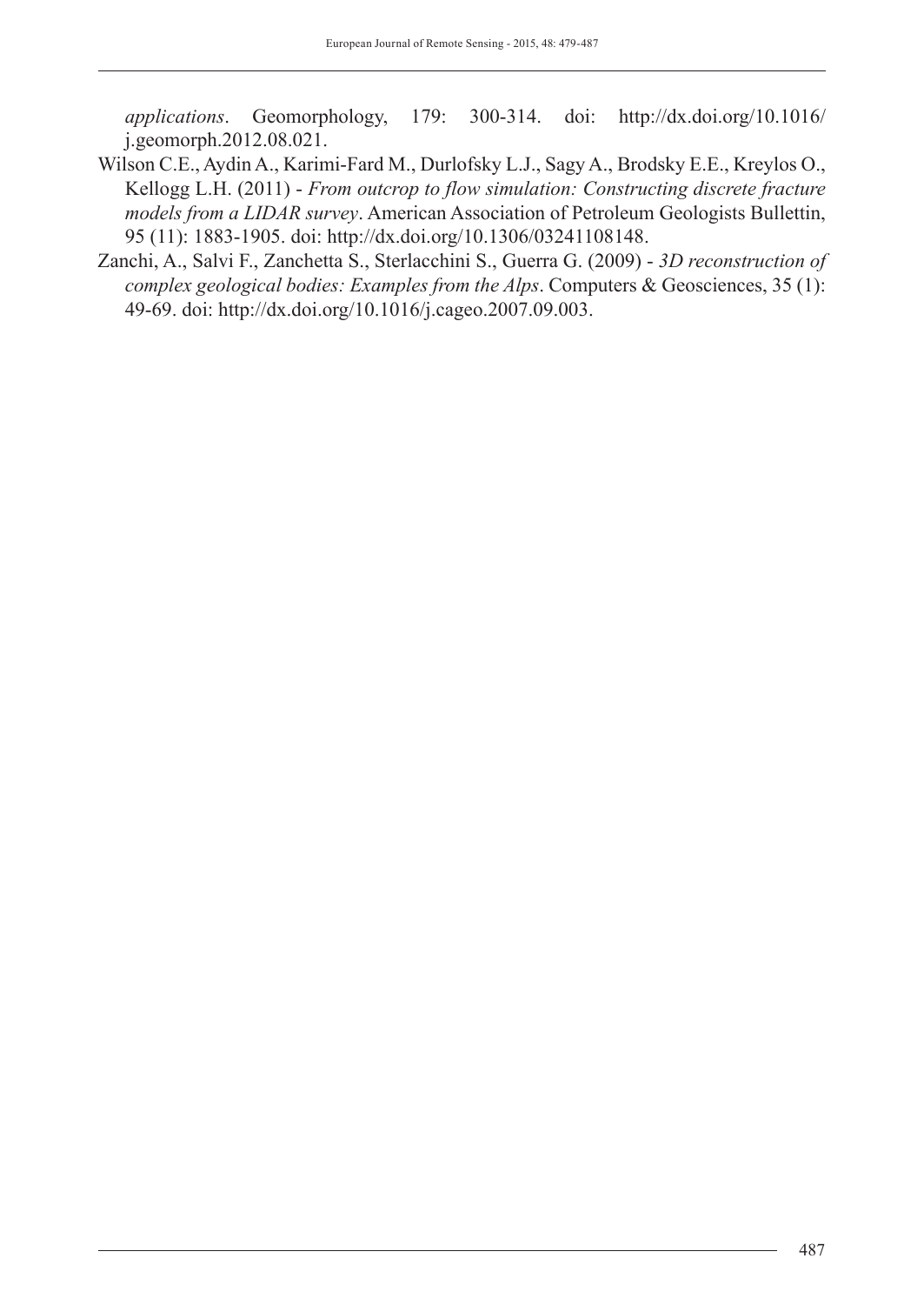*applications*. Geomorphology, 179: 300-314. doi: http://dx.doi.org/10.1016/j.geomorph.2012.08.021.

Wilson C.E., Aydin A., Karimi-Fard M., Durlofsky L.J., Sagy A., Brodsky E.E., Kreylos O., Kellogg L.H. (2011) - *From outcrop to flow simulation: Constructing discrete fracture models from a LIDAR survey*. American Association of Petroleum Geologists Bullettin, 95 (11): 1883-1905. doi: http://dx.doi.org/10.1306/03241108148.

Zanchi, A., Salvi F., Zanchetta S., Sterlacchini S., Guerra G. (2009) - *3D reconstruction of complex geological bodies: Examples from the Alps*. Computers & Geosciences, 35 (1): 49-69. doi: http://dx.doi.org/10.1016/j.cageo.2007.09.003.